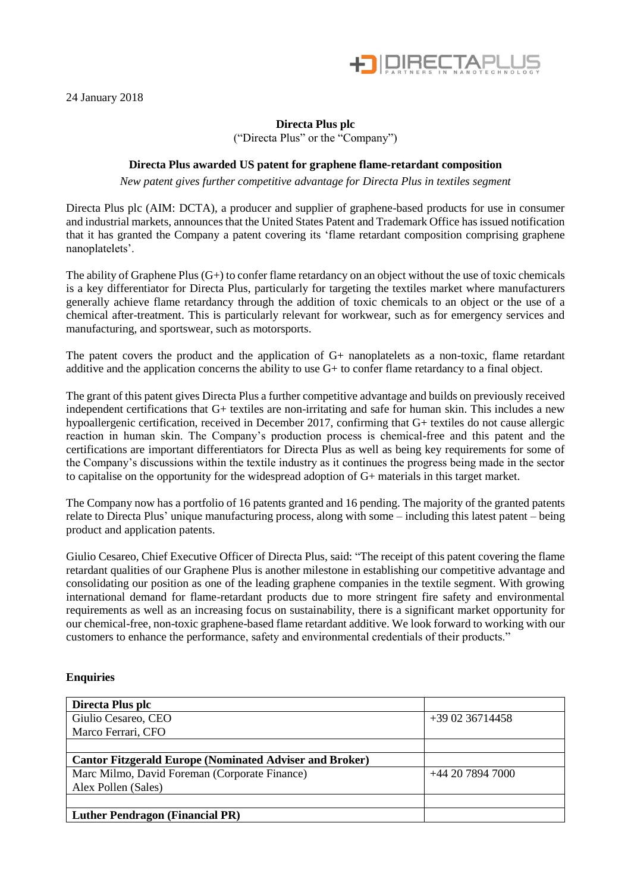24 January 2018

**Directa Plus plc**

("Directa Plus" or the "Company")

**Directa Plus awarded US patent for graphene flame-retardant composition**

*New patent gives further competitive advantage for Directa Plus in textiles segment*

Directa Plus plc (AIM: DCTA), a producer and supplier of graphene-based products for use in consumer and industrial markets, announces that the United States Patent and Trademark Office has issued notification that it has granted the Company a patent covering its 'flame retardant composition comprising graphene nanoplatelets'.

The ability of Graphene Plus (G+) to confer flame retardancy on an object without the use of toxic chemicals is a key differentiator for Directa Plus, particularly for targeting the textiles market where manufacturers generally achieve flame retardancy through the addition of toxic chemicals to an object or the use of a chemical after-treatment. This is particularly relevant for workwear, such as for emergency services and manufacturing, and sportswear, such as motorsports.

The patent covers the product and the application of G+ nanoplatelets as a non-toxic, flame retardant additive and the application concerns the ability to use G+ to confer flame retardancy to a final object.

The grant of this patent gives Directa Plus a further competitive advantage and builds on previously received independent certifications that G+ textiles are non-irritating and safe for human skin. This includes a new hypoallergenic certification, received in December 2017, confirming that G+ textiles do not cause allergic reaction in human skin. The Company's production process is chemical-free and this patent and the certifications are important differentiators for Directa Plus as well as being key requirements for some of the Company's discussions within the textile industry as it continues the progress being made in the sector to capitalise on the opportunity for the widespread adoption of G+ materials in this target market.

The Company now has a portfolio of 16 patents granted and 16 pending. The majority of the granted patents relate to Directa Plus' unique manufacturing process, along with some – including this latest patent – being product and application patents.

Giulio Cesareo, Chief Executive Officer of Directa Plus, said: "The receipt of this patent covering the flame retardant qualities of our Graphene Plus is another milestone in establishing our competitive advantage and consolidating our position as one of the leading graphene companies in the textile segment. With growing international demand for flame-retardant products due to more stringent fire safety and environmental requirements as well as an increasing focus on sustainability, there is a significant market opportunity for our chemical-free, non-toxic graphene-based flame retardant additive. We look forward to working with our customers to enhance the performance, safety and environmental credentials of their products."

**Enquiries**

| **Directa Plus plc** | |
|---|---|
| Giulio Cesareo, CEO<br>Marco Ferrari, CFO | +39 02 36714458 |
| | |
| **Cantor Fitzgerald Europe (Nominated Adviser and Broker)** | |
| Marc Milmo, David Foreman (Corporate Finance)<br>Alex Pollen (Sales) | +44 20 7894 7000 |
| | |
| **Luther Pendragon (Financial PR)** | |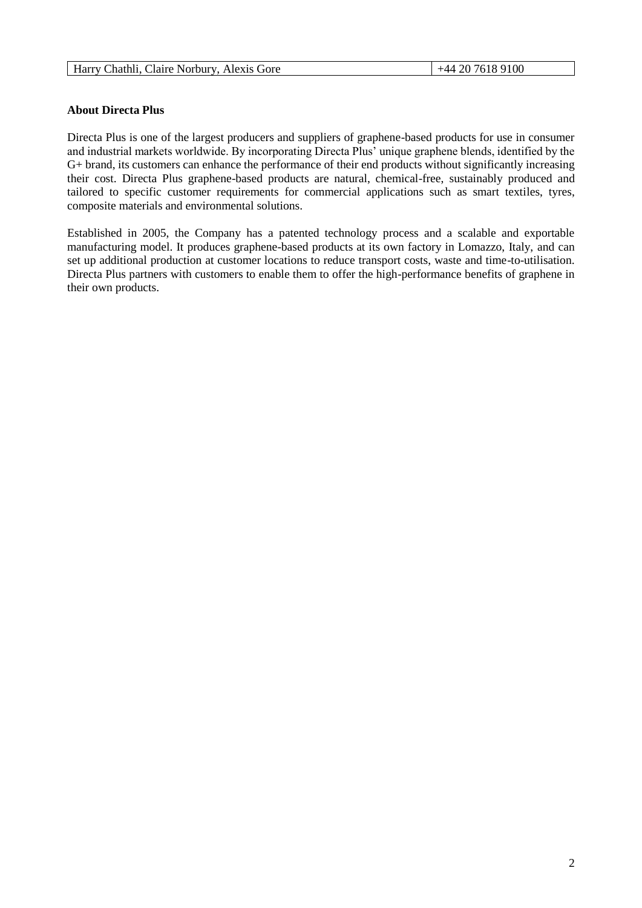| | |
|---|---|
| Harry Chathli, Claire Norbury, Alexis Gore | +44 20 7618 9100 |

**About Directa Plus**

Directa Plus is one of the largest producers and suppliers of graphene-based products for use in consumer and industrial markets worldwide. By incorporating Directa Plus' unique graphene blends, identified by the G+ brand, its customers can enhance the performance of their end products without significantly increasing their cost. Directa Plus graphene-based products are natural, chemical-free, sustainably produced and tailored to specific customer requirements for commercial applications such as smart textiles, tyres, composite materials and environmental solutions.

Established in 2005, the Company has a patented technology process and a scalable and exportable manufacturing model. It produces graphene-based products at its own factory in Lomazzo, Italy, and can set up additional production at customer locations to reduce transport costs, waste and time-to-utilisation. Directa Plus partners with customers to enable them to offer the high-performance benefits of graphene in their own products.